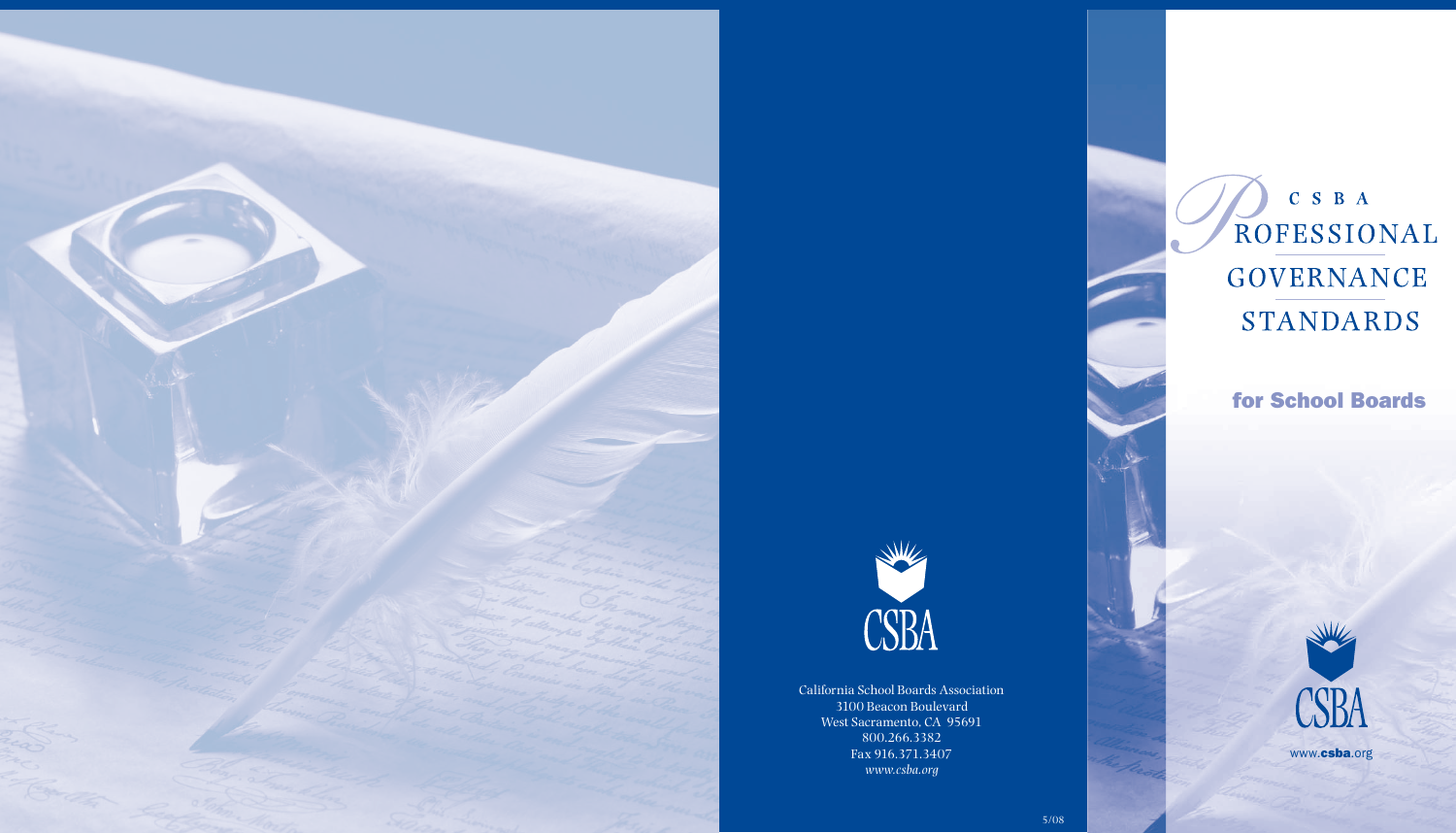CSBA

California School Boards Association
3100 Beacon Boulevard
West Sacramento, CA 95691
800.266.3382
Fax 916.371.3407
*www.csba.org*

5/08

# CSBA PROFESSIONAL GOVERNANCE STANDARDS

## for School Boards

CSBA

www.csba.org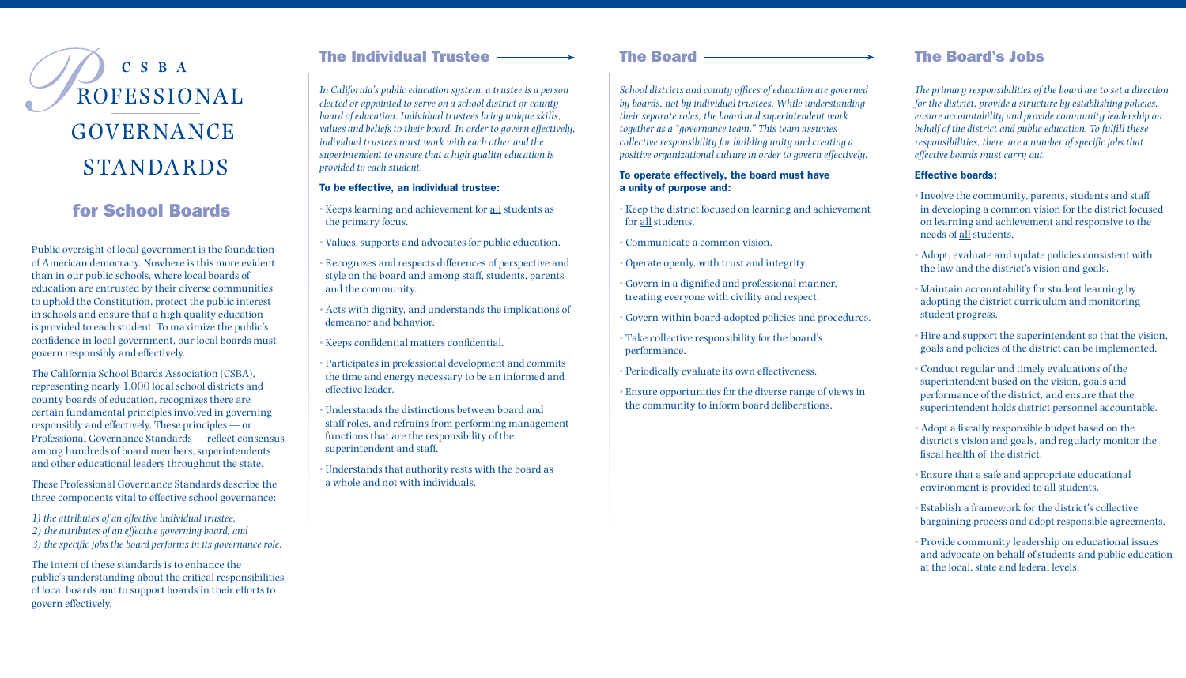# CSBA Professional Governance Standards

## for School Boards

Public oversight of local government is the foundation of American democracy. Nowhere is this more evident than in our public schools, where local boards of education are entrusted by their diverse communities to uphold the Constitution, protect the public interest in schools and ensure that a high quality education is provided to each student. To maximize the public's confidence in local government, our local boards must govern responsibly and effectively.

The California School Boards Association (CSBA), representing nearly 1,000 local school districts and county boards of education, recognizes there are certain fundamental principles involved in governing responsibly and effectively. These principles — or Professional Governance Standards — reflect consensus among hundreds of board members, superintendents and other educational leaders throughout the state.

These Professional Governance Standards describe the three components vital to effective school governance:

*1) the attributes of an effective individual trustee,*
*2) the attributes of an effective governing board, and*
*3) the specific jobs the board performs in its governance role.*

The intent of these standards is to enhance the public's understanding about the critical responsibilities of local boards and to support boards in their efforts to govern effectively.

## The Individual Trustee

*In California's public education system, a trustee is a person elected or appointed to serve on a school district or county board of education. Individual trustees bring unique skills, values and beliefs to their board. In order to govern effectively, individual trustees must work with each other and the superintendent to ensure that a high quality education is provided to each student.*

**To be effective, an individual trustee:**

- Keeps learning and achievement for <u>all</u> students as the primary focus.
- Values, supports and advocates for public education.
- Recognizes and respects differences of perspective and style on the board and among staff, students, parents and the community.
- Acts with dignity, and understands the implications of demeanor and behavior.
- Keeps confidential matters confidential.
- Participates in professional development and commits the time and energy necessary to be an informed and effective leader.
- Understands the distinctions between board and staff roles, and refrains from performing management functions that are the responsibility of the superintendent and staff.
- Understands that authority rests with the board as a whole and not with individuals.

## The Board

*School districts and county offices of education are governed by boards, not by individual trustees. While understanding their separate roles, the board and superintendent work together as a "governance team." This team assumes collective responsibility for building unity and creating a positive organizational culture in order to govern effectively.*

**To operate effectively, the board must have a unity of purpose and:**

- Keep the district focused on learning and achievement for <u>all</u> students.
- Communicate a common vision.
- Operate openly, with trust and integrity.
- Govern in a dignified and professional manner, treating everyone with civility and respect.
- Govern within board-adopted policies and procedures.
- Take collective responsibility for the board's performance.
- Periodically evaluate its own effectiveness.
- Ensure opportunities for the diverse range of views in the community to inform board deliberations.

## The Board's Jobs

*The primary responsibilities of the board are to set a direction for the district, provide a structure by establishing policies, ensure accountability and provide community leadership on behalf of the district and public education. To fulfill these responsibilities, there are a number of specific jobs that effective boards must carry out.*

**Effective boards:**

- Involve the community, parents, students and staff in developing a common vision for the district focused on learning and achievement and responsive to the needs of <u>all</u> students.
- Adopt, evaluate and update policies consistent with the law and the district's vision and goals.
- Maintain accountability for student learning by adopting the district curriculum and monitoring student progress.
- Hire and support the superintendent so that the vision, goals and policies of the district can be implemented.
- Conduct regular and timely evaluations of the superintendent based on the vision, goals and performance of the district, and ensure that the superintendent holds district personnel accountable.
- Adopt a fiscally responsible budget based on the district's vision and goals, and regularly monitor the fiscal health of the district.
- Ensure that a safe and appropriate educational environment is provided to all students.
- Establish a framework for the district's collective bargaining process and adopt responsible agreements.
- Provide community leadership on educational issues and advocate on behalf of students and public education at the local, state and federal levels.